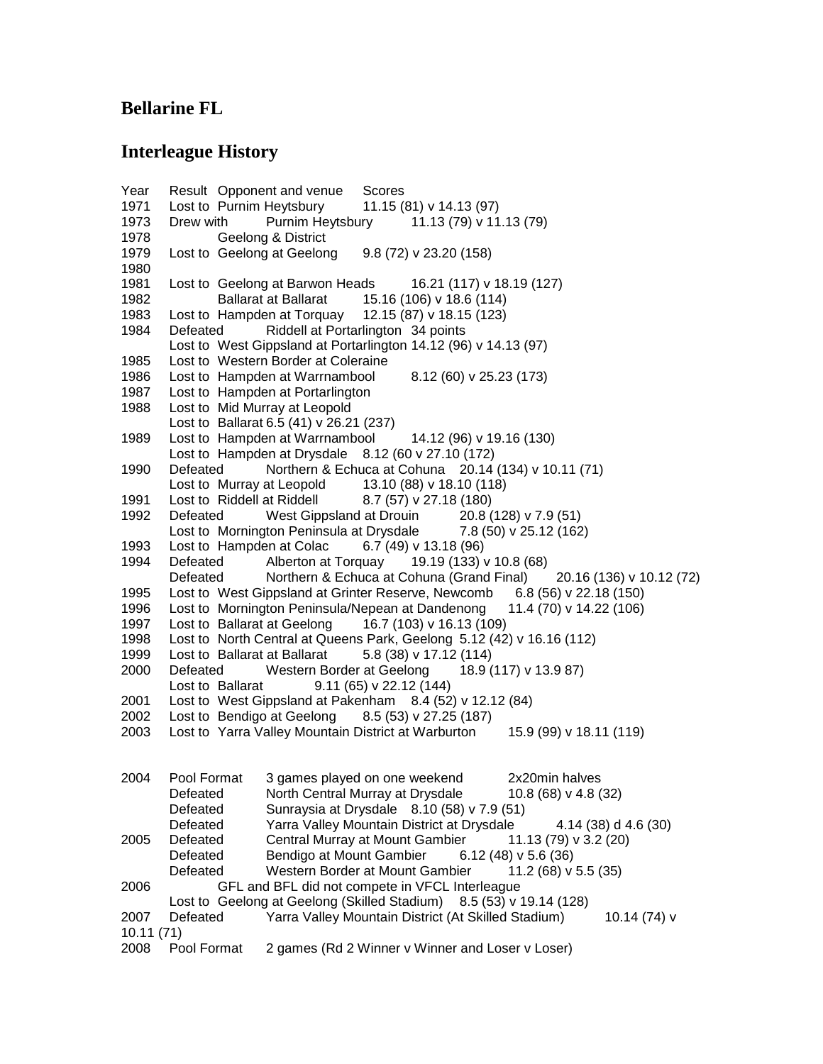## Bellarine FL

## Interleague History

| Year | Result | Opponent and venue | Scores |
|---|---|---|---|
| 1971 | Lost to | Purnim Heytsbury | 11.15 (81) v 14.13 (97) |
| 1973 | Drew with | Purnim Heytsbury | 11.13 (79) v 11.13 (79) |
| 1978 | | Geelong & District | |
| 1979 | Lost to | Geelong at Geelong | 9.8 (72) v 23.20 (158) |
| 1980 | | | |
| 1981 | Lost to | Geelong at Barwon Heads | 16.21 (117) v 18.19 (127) |
| 1982 | | Ballarat at Ballarat | 15.16 (106) v 18.6 (114) |
| 1983 | Lost to | Hampden at Torquay | 12.15 (87) v 18.15 (123) |
| 1984 | Defeated | Riddell at Portarlington | 34 points |
| | Lost to | West Gippsland at Portarlington | 14.12 (96) v 14.13 (97) |
| 1985 | Lost to | Western Border at Coleraine | |
| 1986 | Lost to | Hampden at Warrnambool | 8.12 (60) v 25.23 (173) |
| 1987 | Lost to | Hampden at Portarlington | |
| 1988 | Lost to | Mid Murray at Leopold | |
| | Lost to | Ballarat | 6.5 (41) v 26.21 (237) |
| 1989 | Lost to | Hampden at Warrnambool | 14.12 (96) v 19.16 (130) |
| | Lost to | Hampden at Drysdale | 8.12 (60 v 27.10 (172) |
| 1990 | Defeated | Northern & Echuca at Cohuna | 20.14 (134) v 10.11 (71) |
| | Lost to | Murray at Leopold | 13.10 (88) v 18.10 (118) |
| 1991 | Lost to | Riddell at Riddell | 8.7 (57) v 27.18 (180) |
| 1992 | Defeated | West Gippsland at Drouin | 20.8 (128) v 7.9 (51) |
| | Lost to | Mornington Peninsula at Drysdale | 7.8 (50) v 25.12 (162) |
| 1993 | Lost to | Hampden at Colac | 6.7 (49) v 13.18 (96) |
| 1994 | Defeated | Alberton at Torquay | 19.19 (133) v 10.8 (68) |
| | Defeated | Northern & Echuca at Cohuna (Grand Final) | 20.16 (136) v 10.12 (72) |
| 1995 | Lost to | West Gippsland at Grinter Reserve, Newcomb | 6.8 (56) v 22.18 (150) |
| 1996 | Lost to | Mornington Peninsula/Nepean at Dandenong | 11.4 (70) v 14.22 (106) |
| 1997 | Lost to | Ballarat at Geelong | 16.7 (103) v 16.13 (109) |
| 1998 | Lost to | North Central at Queens Park, Geelong | 5.12 (42) v 16.16 (112) |
| 1999 | Lost to | Ballarat at Ballarat | 5.8 (38) v 17.12 (114) |
| 2000 | Defeated | Western Border at Geelong | 18.9 (117) v 13.9 87) |
| | Lost to | Ballarat | 9.11 (65) v 22.12 (144) |
| 2001 | Lost to | West Gippsland at Pakenham | 8.4 (52) v 12.12 (84) |
| 2002 | Lost to | Bendigo at Geelong | 8.5 (53) v 27.25 (187) |
| 2003 | Lost to | Yarra Valley Mountain District at Warburton | 15.9 (99) v 18.11 (119) |
| | | | |
| 2004 | Pool Format | 3 games played on one weekend | 2x20min halves |
| | Defeated | North Central Murray at Drysdale | 10.8 (68) v 4.8 (32) |
| | Defeated | Sunraysia at Drysdale | 8.10 (58) v 7.9 (51) |
| | Defeated | Yarra Valley Mountain District at Drysdale | 4.14 (38) d 4.6 (30) |
| 2005 | Defeated | Central Murray at Mount Gambier | 11.13 (79) v 3.2 (20) |
| | Defeated | Bendigo at Mount Gambier | 6.12 (48) v 5.6 (36) |
| | Defeated | Western Border at Mount Gambier | 11.2 (68) v 5.5 (35) |
| 2006 | | GFL and BFL did not compete in VFCL Interleague | |
| | Lost to | Geelong at Geelong (Skilled Stadium) | 8.5 (53) v 19.14 (128) |
| 2007 | Defeated | Yarra Valley Mountain District (At Skilled Stadium) | 10.14 (74) v 10.11 (71) |
| 2008 | Pool Format | 2 games (Rd 2 Winner v Winner and Loser v Loser) | |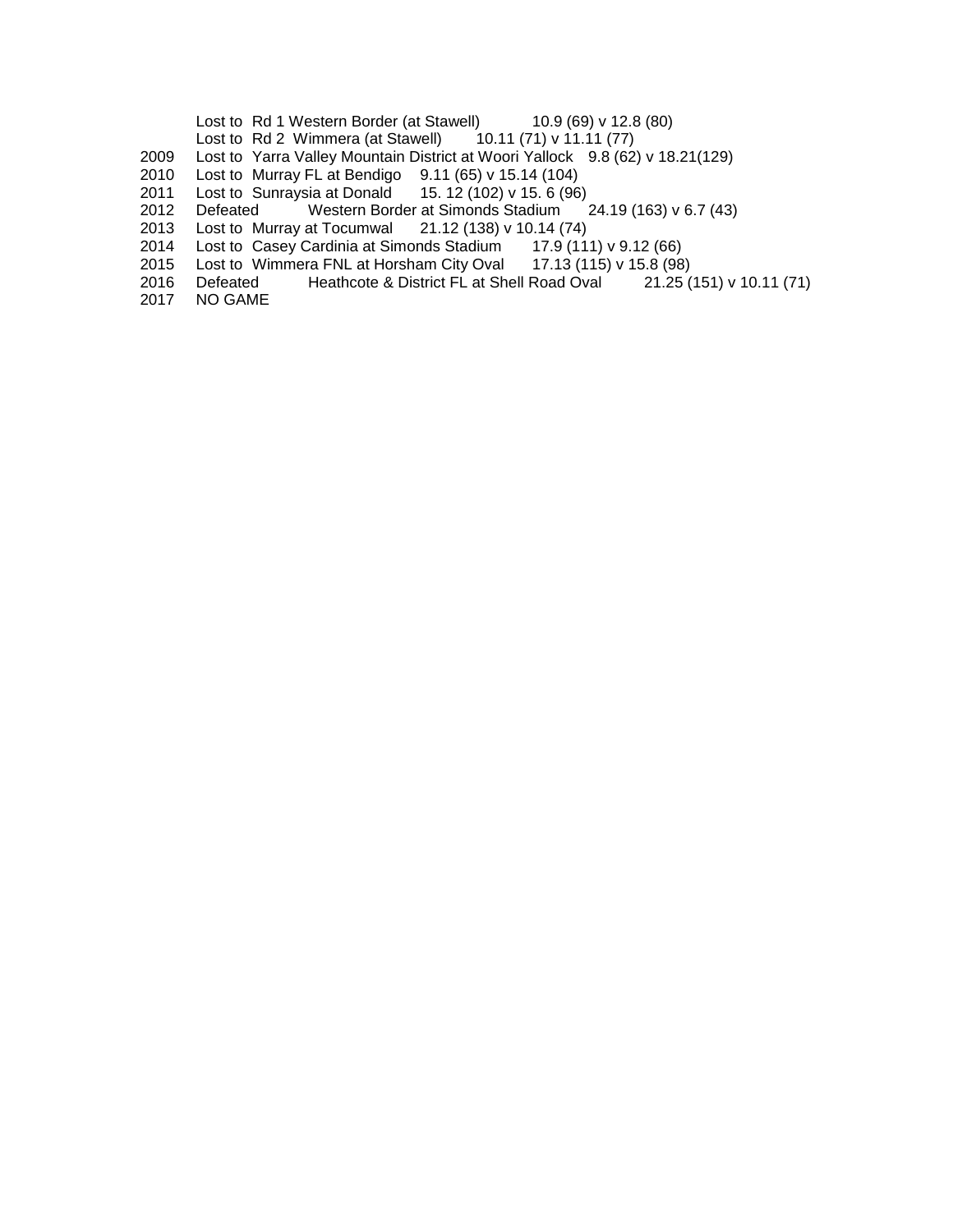| | | | |
|---|---|---|---|
| | Lost to | Rd 1 Western Border (at Stawell) | 10.9 (69) v 12.8 (80) |
| | Lost to | Rd 2 Wimmera (at Stawell) | 10.11 (71) v 11.11 (77) |
| 2009 | Lost to | Yarra Valley Mountain District at Woori Yallock | 9.8 (62) v 18.21(129) |
| 2010 | Lost to | Murray FL at Bendigo | 9.11 (65) v 15.14 (104) |
| 2011 | Lost to | Sunraysia at Donald | 15. 12 (102) v 15. 6 (96) |
| 2012 | Defeated | Western Border at Simonds Stadium | 24.19 (163) v 6.7 (43) |
| 2013 | Lost to | Murray at Tocumwal | 21.12 (138) v 10.14 (74) |
| 2014 | Lost to | Casey Cardinia at Simonds Stadium | 17.9 (111) v 9.12 (66) |
| 2015 | Lost to | Wimmera FNL at Horsham City Oval | 17.13 (115) v 15.8 (98) |
| 2016 | Defeated | Heathcote & District FL at Shell Road Oval | 21.25 (151) v 10.11 (71) |
| 2017 | NO GAME | | |